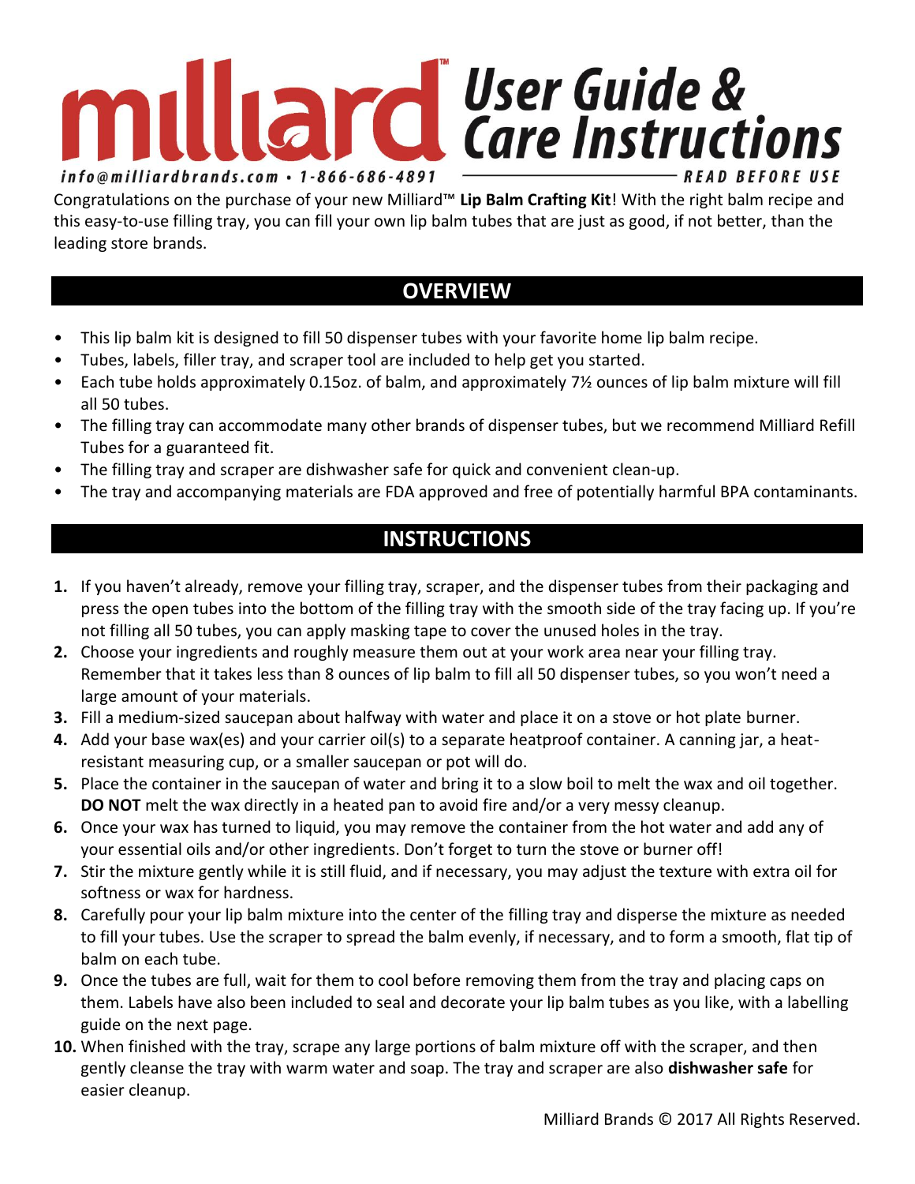# milliard™ User Guide & Care Instructions

*info@milliardbrands.com • 1-866-686-4891* — **READ BEFORE USE**

Congratulations on the purchase of your new Milliard™ **Lip Balm Crafting Kit**! With the right balm recipe and this easy-to-use filling tray, you can fill your own lip balm tubes that are just as good, if not better, than the leading store brands.

## OVERVIEW

- This lip balm kit is designed to fill 50 dispenser tubes with your favorite home lip balm recipe.
- Tubes, labels, filler tray, and scraper tool are included to help get you started.
- Each tube holds approximately 0.15oz. of balm, and approximately 7½ ounces of lip balm mixture will fill all 50 tubes.
- The filling tray can accommodate many other brands of dispenser tubes, but we recommend Milliard Refill Tubes for a guaranteed fit.
- The filling tray and scraper are dishwasher safe for quick and convenient clean-up.
- The tray and accompanying materials are FDA approved and free of potentially harmful BPA contaminants.

## INSTRUCTIONS

1. If you haven't already, remove your filling tray, scraper, and the dispenser tubes from their packaging and press the open tubes into the bottom of the filling tray with the smooth side of the tray facing up. If you're not filling all 50 tubes, you can apply masking tape to cover the unused holes in the tray.
2. Choose your ingredients and roughly measure them out at your work area near your filling tray. Remember that it takes less than 8 ounces of lip balm to fill all 50 dispenser tubes, so you won't need a large amount of your materials.
3. Fill a medium-sized saucepan about halfway with water and place it on a stove or hot plate burner.
4. Add your base wax(es) and your carrier oil(s) to a separate heatproof container. A canning jar, a heat-resistant measuring cup, or a smaller saucepan or pot will do.
5. Place the container in the saucepan of water and bring it to a slow boil to melt the wax and oil together. **DO NOT** melt the wax directly in a heated pan to avoid fire and/or a very messy cleanup.
6. Once your wax has turned to liquid, you may remove the container from the hot water and add any of your essential oils and/or other ingredients. Don't forget to turn the stove or burner off!
7. Stir the mixture gently while it is still fluid, and if necessary, you may adjust the texture with extra oil for softness or wax for hardness.
8. Carefully pour your lip balm mixture into the center of the filling tray and disperse the mixture as needed to fill your tubes. Use the scraper to spread the balm evenly, if necessary, and to form a smooth, flat tip of balm on each tube.
9. Once the tubes are full, wait for them to cool before removing them from the tray and placing caps on them. Labels have also been included to seal and decorate your lip balm tubes as you like, with a labelling guide on the next page.
10. When finished with the tray, scrape any large portions of balm mixture off with the scraper, and then gently cleanse the tray with warm water and soap. The tray and scraper are also **dishwasher safe** for easier cleanup.

Milliard Brands © 2017 All Rights Reserved.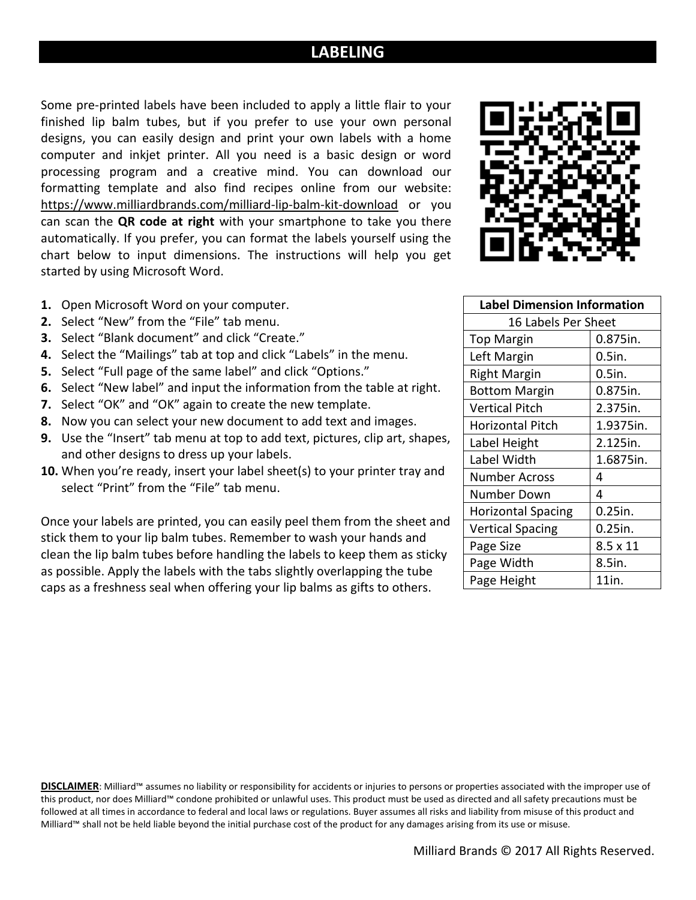# LABELING

Some pre-printed labels have been included to apply a little flair to your finished lip balm tubes, but if you prefer to use your own personal designs, you can easily design and print your own labels with a home computer and inkjet printer. All you need is a basic design or word processing program and a creative mind. You can download our formatting template and also find recipes online from our website: https://www.milliardbrands.com/milliard-lip-balm-kit-download or you can scan the **QR code at right** with your smartphone to take you there automatically. If you prefer, you can format the labels yourself using the chart below to input dimensions. The instructions will help you get started by using Microsoft Word.

1. Open Microsoft Word on your computer.
2. Select "New" from the "File" tab menu.
3. Select "Blank document" and click "Create."
4. Select the "Mailings" tab at top and click "Labels" in the menu.
5. Select "Full page of the same label" and click "Options."
6. Select "New label" and input the information from the table at right.
7. Select "OK" and "OK" again to create the new template.
8. Now you can select your new document to add text and images.
9. Use the "Insert" tab menu at top to add text, pictures, clip art, shapes, and other designs to dress up your labels.
10. When you're ready, insert your label sheet(s) to your printer tray and select "Print" from the "File" tab menu.

| Label Dimension Information | |
|---|---|
| 16 Labels Per Sheet | |
| Top Margin | 0.875in. |
| Left Margin | 0.5in. |
| Right Margin | 0.5in. |
| Bottom Margin | 0.875in. |
| Vertical Pitch | 2.375in. |
| Horizontal Pitch | 1.9375in. |
| Label Height | 2.125in. |
| Label Width | 1.6875in. |
| Number Across | 4 |
| Number Down | 4 |
| Horizontal Spacing | 0.25in. |
| Vertical Spacing | 0.25in. |
| Page Size | 8.5 x 11 |
| Page Width | 8.5in. |
| Page Height | 11in. |

Once your labels are printed, you can easily peel them from the sheet and stick them to your lip balm tubes. Remember to wash your hands and clean the lip balm tubes before handling the labels to keep them as sticky as possible. Apply the labels with the tabs slightly overlapping the tube caps as a freshness seal when offering your lip balms as gifts to others.

**DISCLAIMER**: Milliard™ assumes no liability or responsibility for accidents or injuries to persons or properties associated with the improper use of this product, nor does Milliard™ condone prohibited or unlawful uses. This product must be used as directed and all safety precautions must be followed at all times in accordance to federal and local laws or regulations. Buyer assumes all risks and liability from misuse of this product and Milliard™ shall not be held liable beyond the initial purchase cost of the product for any damages arising from its use or misuse.

Milliard Brands © 2017 All Rights Reserved.